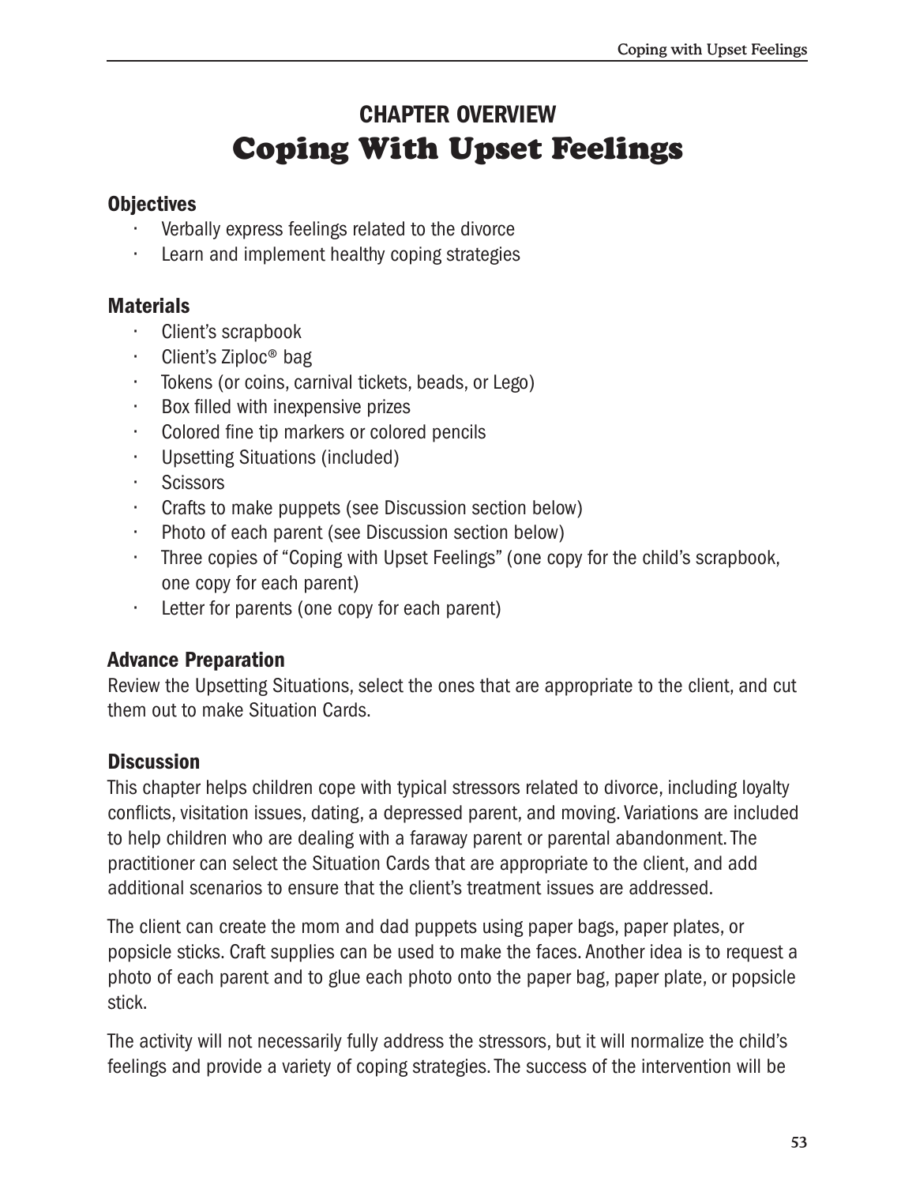# CHAPTER OVERVIEW
# Coping With Upset Feelings

### Objectives

- Verbally express feelings related to the divorce
- Learn and implement healthy coping strategies

### Materials

- Client's scrapbook
- Client's Ziploc® bag
- Tokens (or coins, carnival tickets, beads, or Lego)
- Box filled with inexpensive prizes
- Colored fine tip markers or colored pencils
- Upsetting Situations (included)
- Scissors
- Crafts to make puppets (see Discussion section below)
- Photo of each parent (see Discussion section below)
- Three copies of "Coping with Upset Feelings" (one copy for the child's scrapbook, one copy for each parent)
- Letter for parents (one copy for each parent)

### Advance Preparation

Review the Upsetting Situations, select the ones that are appropriate to the client, and cut them out to make Situation Cards.

### Discussion

This chapter helps children cope with typical stressors related to divorce, including loyalty conflicts, visitation issues, dating, a depressed parent, and moving. Variations are included to help children who are dealing with a faraway parent or parental abandonment. The practitioner can select the Situation Cards that are appropriate to the client, and add additional scenarios to ensure that the client's treatment issues are addressed.

The client can create the mom and dad puppets using paper bags, paper plates, or popsicle sticks. Craft supplies can be used to make the faces. Another idea is to request a photo of each parent and to glue each photo onto the paper bag, paper plate, or popsicle stick.

The activity will not necessarily fully address the stressors, but it will normalize the child's feelings and provide a variety of coping strategies. The success of the intervention will be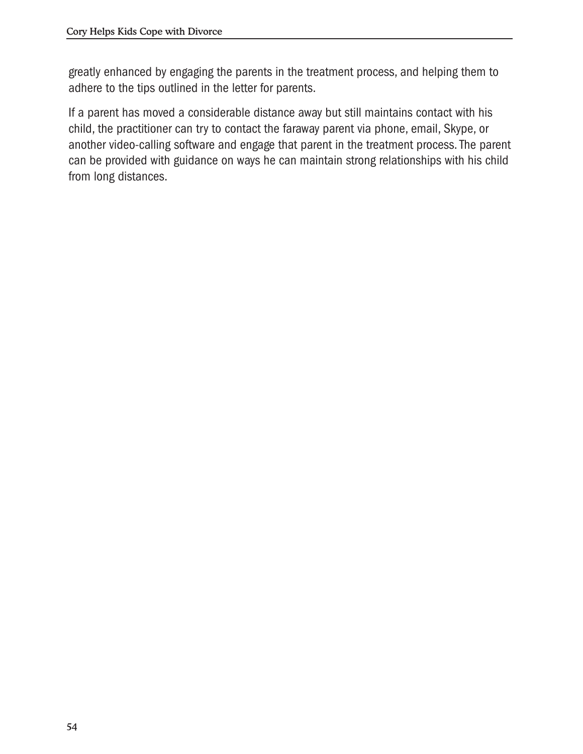greatly enhanced by engaging the parents in the treatment process, and helping them to adhere to the tips outlined in the letter for parents.

If a parent has moved a considerable distance away but still maintains contact with his child, the practitioner can try to contact the faraway parent via phone, email, Skype, or another video-calling software and engage that parent in the treatment process. The parent can be provided with guidance on ways he can maintain strong relationships with his child from long distances.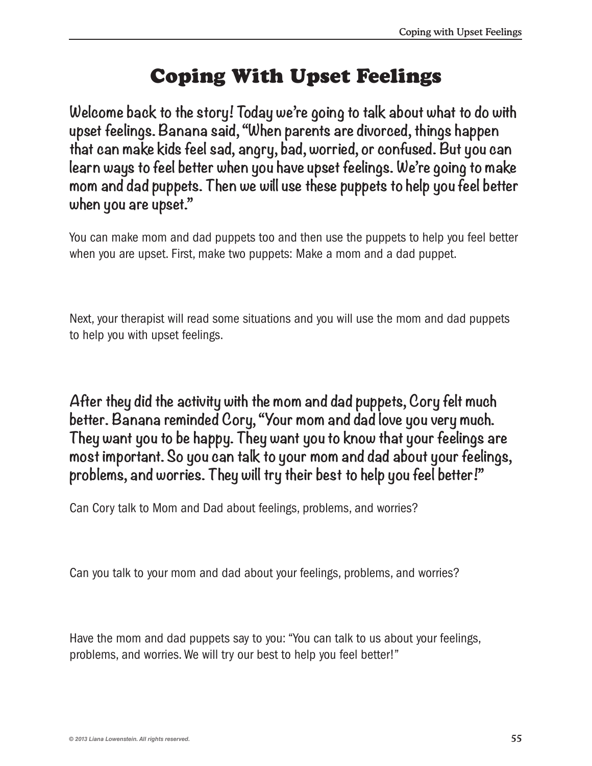# Coping With Upset Feelings

**Welcome back to the story! Today we're going to talk about what to do with upset feelings. Banana said, "When parents are divorced, things happen that can make kids feel sad, angry, bad, worried, or confused. But you can learn ways to feel better when you have upset feelings. We're going to make mom and dad puppets. Then we will use these puppets to help you feel better when you are upset."**

You can make mom and dad puppets too and then use the puppets to help you feel better when you are upset. First, make two puppets: Make a mom and a dad puppet.

Next, your therapist will read some situations and you will use the mom and dad puppets to help you with upset feelings.

**After they did the activity with the mom and dad puppets, Cory felt much better. Banana reminded Cory, "Your mom and dad love you very much. They want you to be happy. They want you to know that your feelings are most important. So you can talk to your mom and dad about your feelings, problems, and worries. They will try their best to help you feel better!"**

Can Cory talk to Mom and Dad about feelings, problems, and worries?

Can you talk to your mom and dad about your feelings, problems, and worries?

Have the mom and dad puppets say to you: "You can talk to us about your feelings, problems, and worries. We will try our best to help you feel better!"

© 2013 Liana Lowenstein. All rights reserved.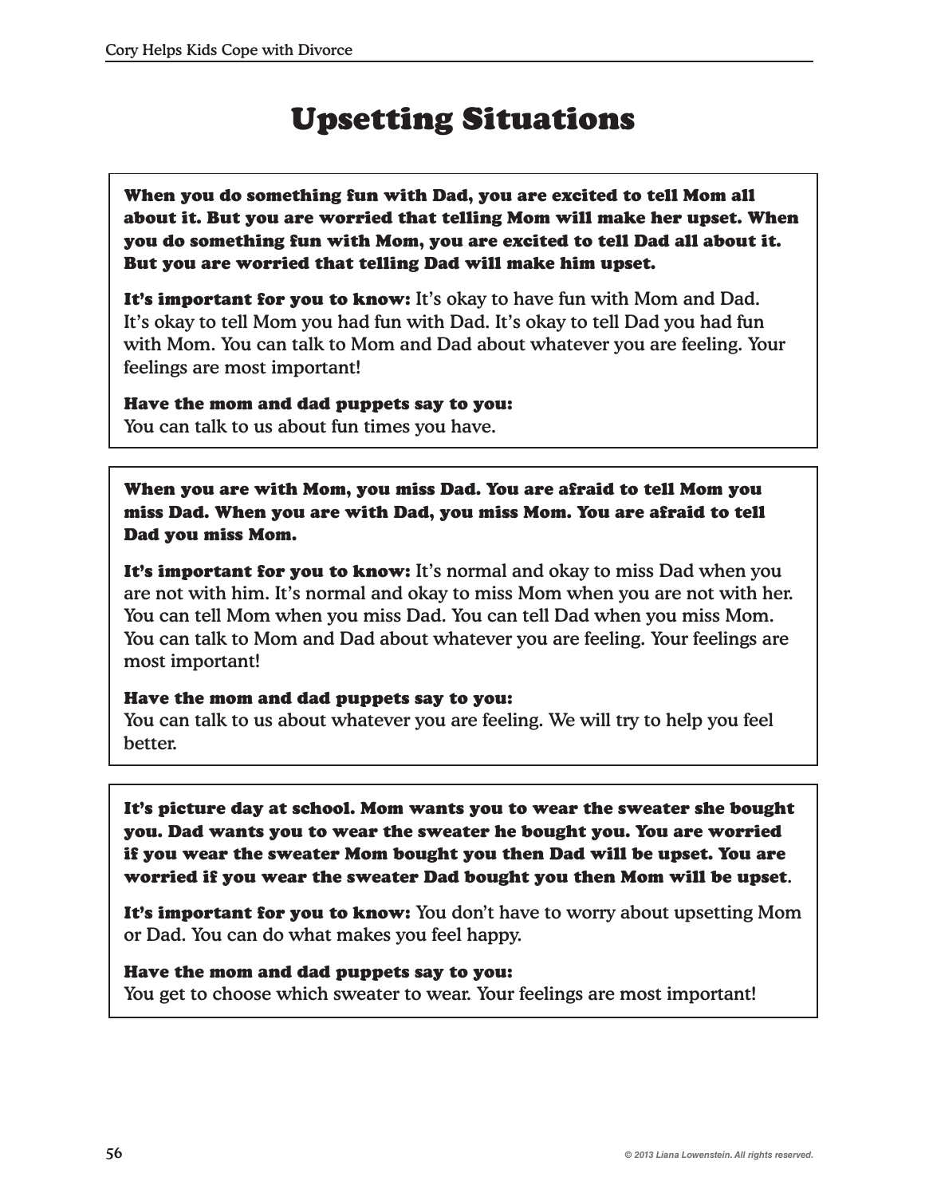# Upsetting Situations

**When you do something fun with Dad, you are excited to tell Mom all about it. But you are worried that telling Mom will make her upset. When you do something fun with Mom, you are excited to tell Dad all about it. But you are worried that telling Dad will make him upset.**

**It's important for you to know:** It's okay to have fun with Mom and Dad. It's okay to tell Mom you had fun with Dad. It's okay to tell Dad you had fun with Mom. You can talk to Mom and Dad about whatever you are feeling. Your feelings are most important!

**Have the mom and dad puppets say to you:**
You can talk to us about fun times you have.

---

**When you are with Mom, you miss Dad. You are afraid to tell Mom you miss Dad. When you are with Dad, you miss Mom. You are afraid to tell Dad you miss Mom.**

**It's important for you to know:** It's normal and okay to miss Dad when you are not with him. It's normal and okay to miss Mom when you are not with her. You can tell Mom when you miss Dad. You can tell Dad when you miss Mom. You can talk to Mom and Dad about whatever you are feeling. Your feelings are most important!

**Have the mom and dad puppets say to you:**
You can talk to us about whatever you are feeling. We will try to help you feel better.

---

**It's picture day at school. Mom wants you to wear the sweater she bought you. Dad wants you to wear the sweater he bought you. You are worried if you wear the sweater Mom bought you then Dad will be upset. You are worried if you wear the sweater Dad bought you then Mom will be upset.**

**It's important for you to know:** You don't have to worry about upsetting Mom or Dad. You can do what makes you feel happy.

**Have the mom and dad puppets say to you:**
You get to choose which sweater to wear. Your feelings are most important!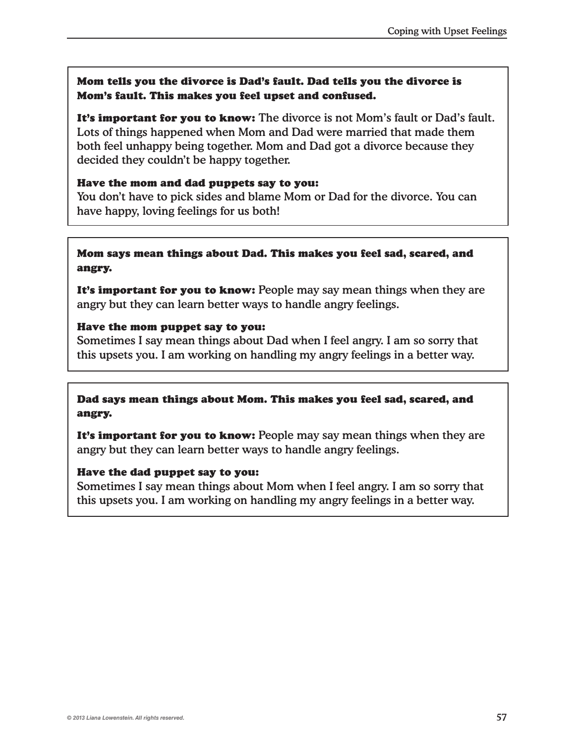**Mom tells you the divorce is Dad's fault. Dad tells you the divorce is Mom's fault. This makes you feel upset and confused.**

**It's important for you to know:** The divorce is not Mom's fault or Dad's fault. Lots of things happened when Mom and Dad were married that made them both feel unhappy being together. Mom and Dad got a divorce because they decided they couldn't be happy together.

**Have the mom and dad puppets say to you:**
You don't have to pick sides and blame Mom or Dad for the divorce. You can have happy, loving feelings for us both!

---

**Mom says mean things about Dad. This makes you feel sad, scared, and angry.**

**It's important for you to know:** People may say mean things when they are angry but they can learn better ways to handle angry feelings.

**Have the mom puppet say to you:**
Sometimes I say mean things about Dad when I feel angry. I am so sorry that this upsets you. I am working on handling my angry feelings in a better way.

---

**Dad says mean things about Mom. This makes you feel sad, scared, and angry.**

**It's important for you to know:** People may say mean things when they are angry but they can learn better ways to handle angry feelings.

**Have the dad puppet say to you:**
Sometimes I say mean things about Mom when I feel angry. I am so sorry that this upsets you. I am working on handling my angry feelings in a better way.

© 2013 Liana Lowenstein. All rights reserved.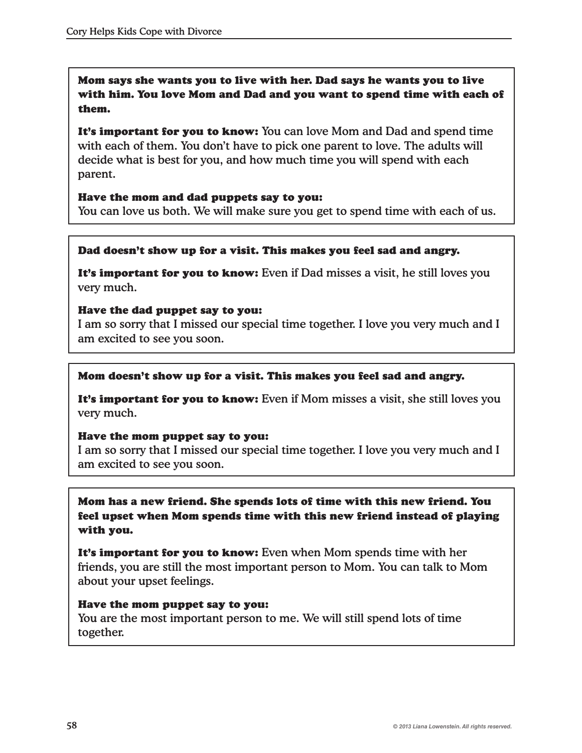**Mom says she wants you to live with her. Dad says he wants you to live with him. You love Mom and Dad and you want to spend time with each of them.**

**It's important for you to know:** You can love Mom and Dad and spend time with each of them. You don't have to pick one parent to love. The adults will decide what is best for you, and how much time you will spend with each parent.

**Have the mom and dad puppets say to you:**
You can love us both. We will make sure you get to spend time with each of us.

---

**Dad doesn't show up for a visit. This makes you feel sad and angry.**

**It's important for you to know:** Even if Dad misses a visit, he still loves you very much.

**Have the dad puppet say to you:**
I am so sorry that I missed our special time together. I love you very much and I am excited to see you soon.

---

**Mom doesn't show up for a visit. This makes you feel sad and angry.**

**It's important for you to know:** Even if Mom misses a visit, she still loves you very much.

**Have the mom puppet say to you:**
I am so sorry that I missed our special time together. I love you very much and I am excited to see you soon.

---

**Mom has a new friend. She spends lots of time with this new friend. You feel upset when Mom spends time with this new friend instead of playing with you.**

**It's important for you to know:** Even when Mom spends time with her friends, you are still the most important person to Mom. You can talk to Mom about your upset feelings.

**Have the mom puppet say to you:**
You are the most important person to me. We will still spend lots of time together.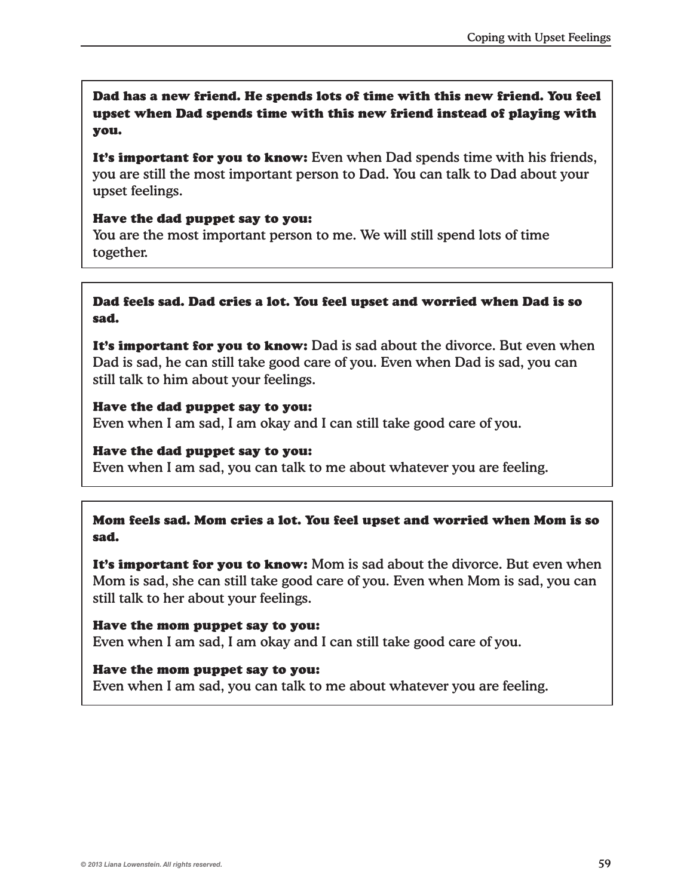**Dad has a new friend. He spends lots of time with this new friend. You feel upset when Dad spends time with this new friend instead of playing with you.**

**It's important for you to know:** Even when Dad spends time with his friends, you are still the most important person to Dad. You can talk to Dad about your upset feelings.

**Have the dad puppet say to you:**
You are the most important person to me. We will still spend lots of time together.

---

**Dad feels sad. Dad cries a lot. You feel upset and worried when Dad is so sad.**

**It's important for you to know:** Dad is sad about the divorce. But even when Dad is sad, he can still take good care of you. Even when Dad is sad, you can still talk to him about your feelings.

**Have the dad puppet say to you:**
Even when I am sad, I am okay and I can still take good care of you.

**Have the dad puppet say to you:**
Even when I am sad, you can talk to me about whatever you are feeling.

---

**Mom feels sad. Mom cries a lot. You feel upset and worried when Mom is so sad.**

**It's important for you to know:** Mom is sad about the divorce. But even when Mom is sad, she can still take good care of you. Even when Mom is sad, you can still talk to her about your feelings.

**Have the mom puppet say to you:**
Even when I am sad, I am okay and I can still take good care of you.

**Have the mom puppet say to you:**
Even when I am sad, you can talk to me about whatever you are feeling.

© 2013 Liana Lowenstein. All rights reserved.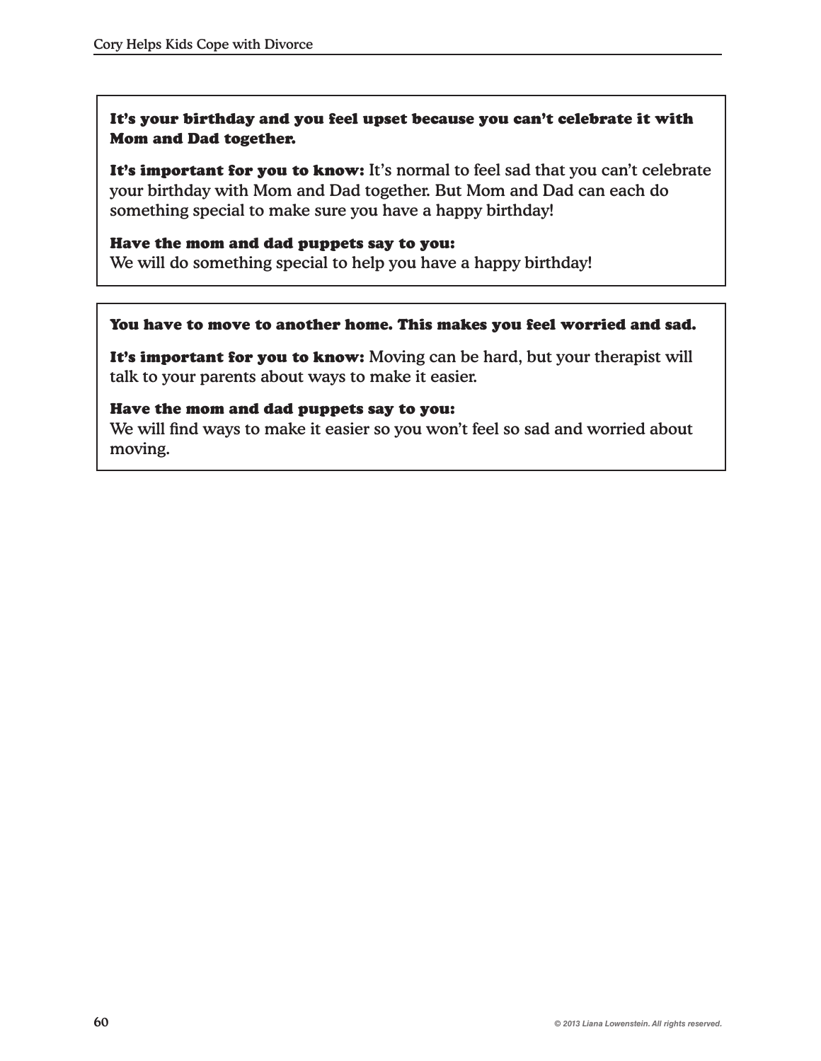**It's your birthday and you feel upset because you can't celebrate it with Mom and Dad together.**

**It's important for you to know:** It's normal to feel sad that you can't celebrate your birthday with Mom and Dad together. But Mom and Dad can each do something special to make sure you have a happy birthday!

**Have the mom and dad puppets say to you:**
We will do something special to help you have a happy birthday!

---

**You have to move to another home. This makes you feel worried and sad.**

**It's important for you to know:** Moving can be hard, but your therapist will talk to your parents about ways to make it easier.

**Have the mom and dad puppets say to you:**
We will find ways to make it easier so you won't feel so sad and worried about moving.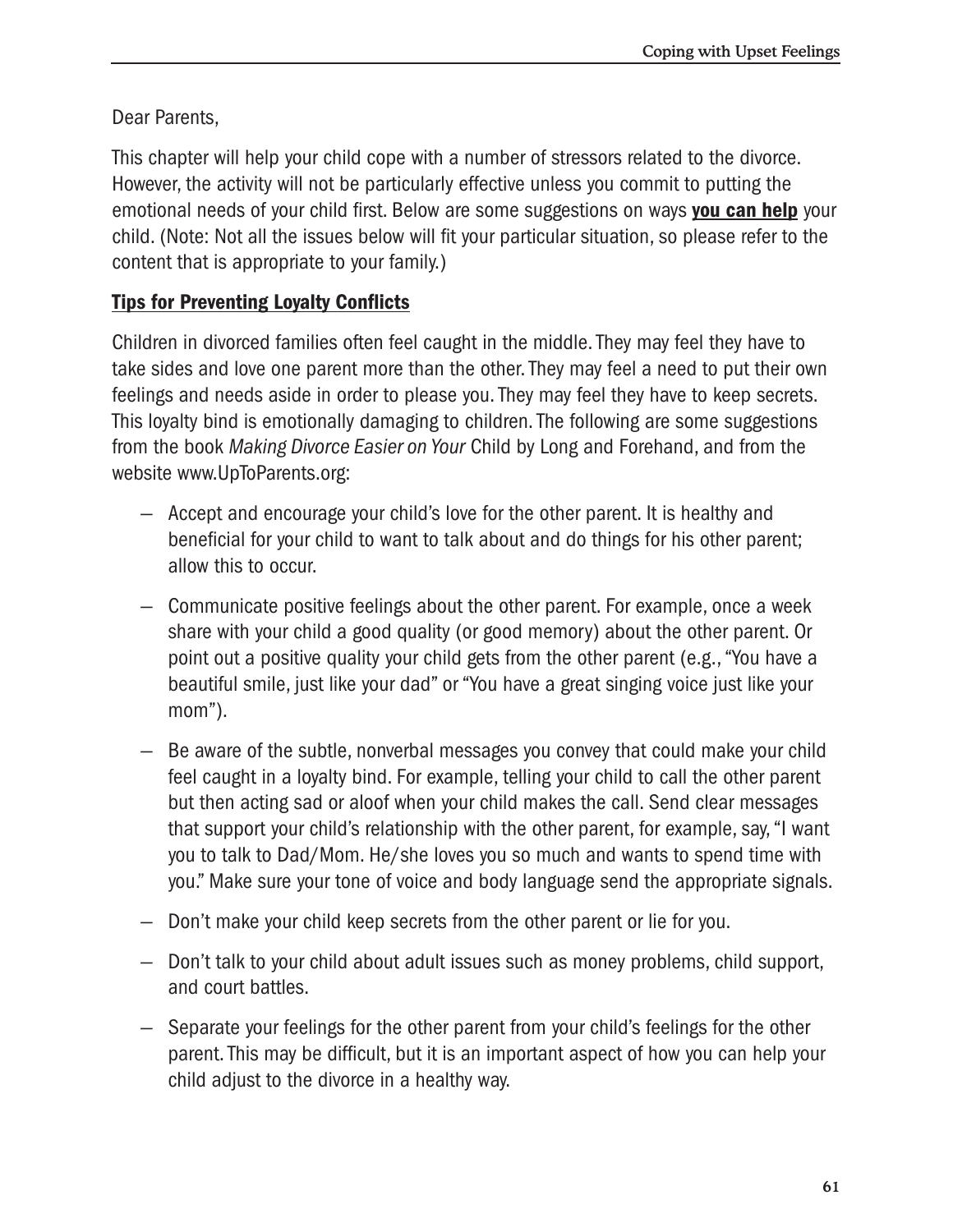Dear Parents,

This chapter will help your child cope with a number of stressors related to the divorce. However, the activity will not be particularly effective unless you commit to putting the emotional needs of your child first. Below are some suggestions on ways **you can help** your child. (Note: Not all the issues below will fit your particular situation, so please refer to the content that is appropriate to your family.)

**Tips for Preventing Loyalty Conflicts**

Children in divorced families often feel caught in the middle. They may feel they have to take sides and love one parent more than the other. They may feel a need to put their own feelings and needs aside in order to please you. They may feel they have to keep secrets. This loyalty bind is emotionally damaging to children. The following are some suggestions from the book *Making Divorce Easier on Your* Child by Long and Forehand, and from the website www.UpToParents.org:

- Accept and encourage your child's love for the other parent. It is healthy and beneficial for your child to want to talk about and do things for his other parent; allow this to occur.
- Communicate positive feelings about the other parent. For example, once a week share with your child a good quality (or good memory) about the other parent. Or point out a positive quality your child gets from the other parent (e.g., "You have a beautiful smile, just like your dad" or "You have a great singing voice just like your mom").
- Be aware of the subtle, nonverbal messages you convey that could make your child feel caught in a loyalty bind. For example, telling your child to call the other parent but then acting sad or aloof when your child makes the call. Send clear messages that support your child's relationship with the other parent, for example, say, "I want you to talk to Dad/Mom. He/she loves you so much and wants to spend time with you." Make sure your tone of voice and body language send the appropriate signals.
- Don't make your child keep secrets from the other parent or lie for you.
- Don't talk to your child about adult issues such as money problems, child support, and court battles.
- Separate your feelings for the other parent from your child's feelings for the other parent. This may be difficult, but it is an important aspect of how you can help your child adjust to the divorce in a healthy way.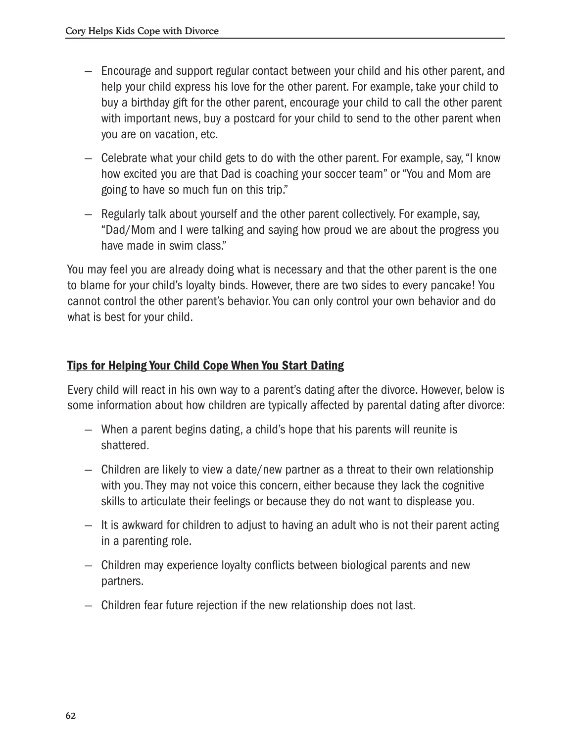- Encourage and support regular contact between your child and his other parent, and help your child express his love for the other parent. For example, take your child to buy a birthday gift for the other parent, encourage your child to call the other parent with important news, buy a postcard for your child to send to the other parent when you are on vacation, etc.
- Celebrate what your child gets to do with the other parent. For example, say, "I know how excited you are that Dad is coaching your soccer team" or "You and Mom are going to have so much fun on this trip."
- Regularly talk about yourself and the other parent collectively. For example, say, "Dad/Mom and I were talking and saying how proud we are about the progress you have made in swim class."

You may feel you are already doing what is necessary and that the other parent is the one to blame for your child's loyalty binds. However, there are two sides to every pancake! You cannot control the other parent's behavior. You can only control your own behavior and do what is best for your child.

## Tips for Helping Your Child Cope When You Start Dating

Every child will react in his own way to a parent's dating after the divorce. However, below is some information about how children are typically affected by parental dating after divorce:

- When a parent begins dating, a child's hope that his parents will reunite is shattered.
- Children are likely to view a date/new partner as a threat to their own relationship with you. They may not voice this concern, either because they lack the cognitive skills to articulate their feelings or because they do not want to displease you.
- It is awkward for children to adjust to having an adult who is not their parent acting in a parenting role.
- Children may experience loyalty conflicts between biological parents and new partners.
- Children fear future rejection if the new relationship does not last.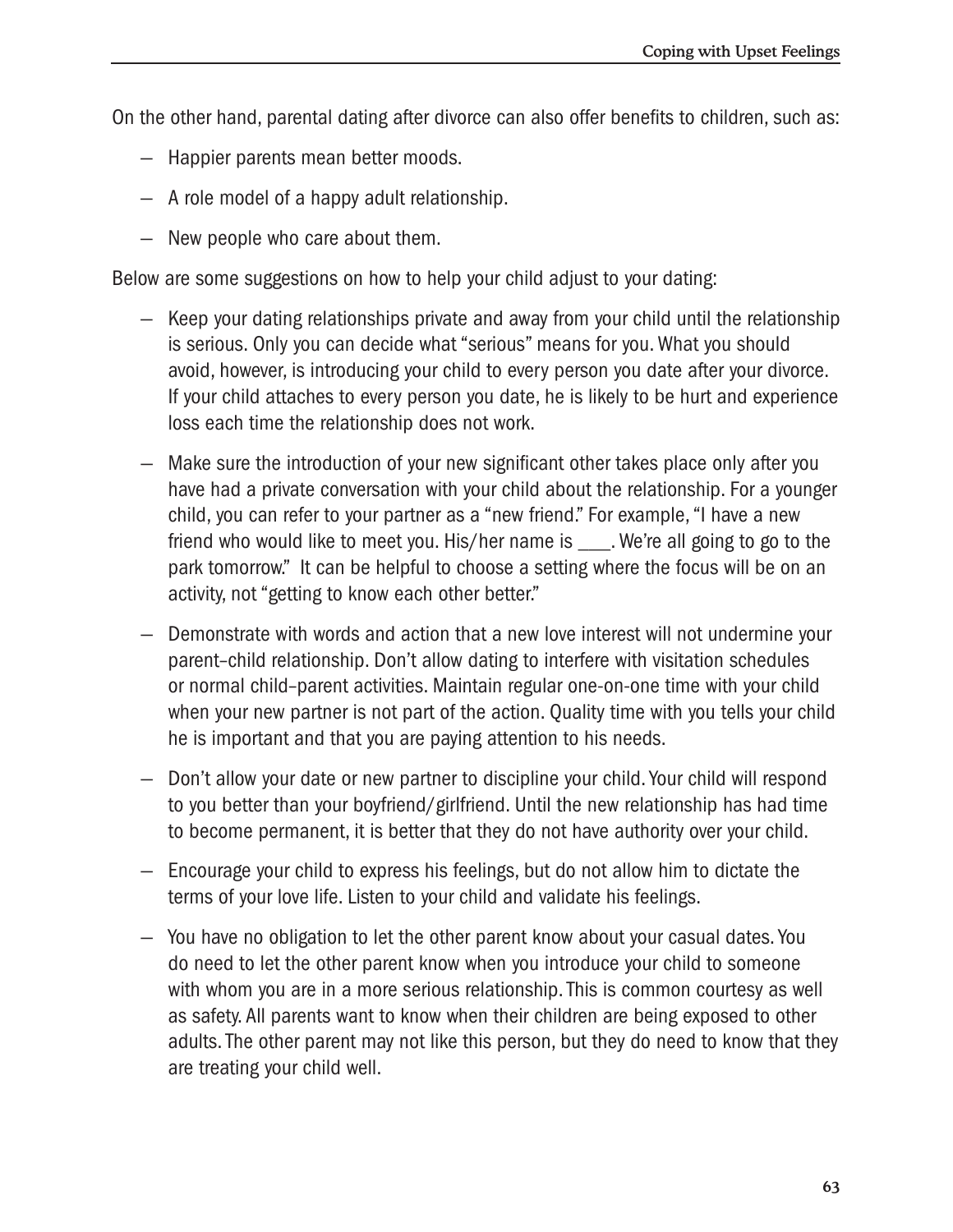On the other hand, parental dating after divorce can also offer benefits to children, such as:

- Happier parents mean better moods.
- A role model of a happy adult relationship.
- New people who care about them.

Below are some suggestions on how to help your child adjust to your dating:

- Keep your dating relationships private and away from your child until the relationship is serious. Only you can decide what "serious" means for you. What you should avoid, however, is introducing your child to every person you date after your divorce. If your child attaches to every person you date, he is likely to be hurt and experience loss each time the relationship does not work.
- Make sure the introduction of your new significant other takes place only after you have had a private conversation with your child about the relationship. For a younger child, you can refer to your partner as a "new friend." For example, "I have a new friend who would like to meet you. His/her name is ___. We're all going to go to the park tomorrow." It can be helpful to choose a setting where the focus will be on an activity, not "getting to know each other better."
- Demonstrate with words and action that a new love interest will not undermine your parent–child relationship. Don't allow dating to interfere with visitation schedules or normal child–parent activities. Maintain regular one-on-one time with your child when your new partner is not part of the action. Quality time with you tells your child he is important and that you are paying attention to his needs.
- Don't allow your date or new partner to discipline your child. Your child will respond to you better than your boyfriend/girlfriend. Until the new relationship has had time to become permanent, it is better that they do not have authority over your child.
- Encourage your child to express his feelings, but do not allow him to dictate the terms of your love life. Listen to your child and validate his feelings.
- You have no obligation to let the other parent know about your casual dates. You do need to let the other parent know when you introduce your child to someone with whom you are in a more serious relationship. This is common courtesy as well as safety. All parents want to know when their children are being exposed to other adults. The other parent may not like this person, but they do need to know that they are treating your child well.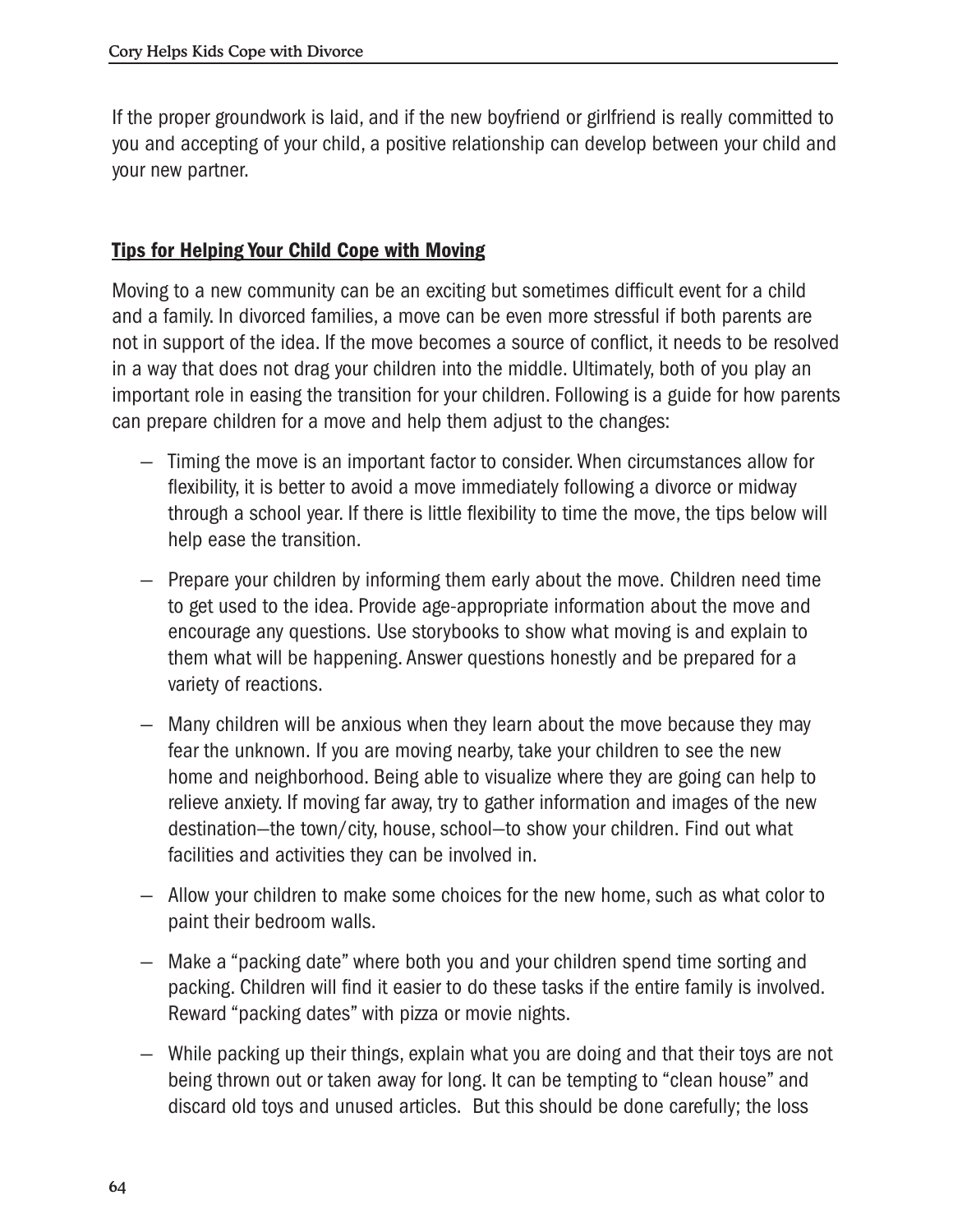If the proper groundwork is laid, and if the new boyfriend or girlfriend is really committed to you and accepting of your child, a positive relationship can develop between your child and your new partner.

## Tips for Helping Your Child Cope with Moving

Moving to a new community can be an exciting but sometimes difficult event for a child and a family. In divorced families, a move can be even more stressful if both parents are not in support of the idea. If the move becomes a source of conflict, it needs to be resolved in a way that does not drag your children into the middle. Ultimately, both of you play an important role in easing the transition for your children. Following is a guide for how parents can prepare children for a move and help them adjust to the changes:

- Timing the move is an important factor to consider. When circumstances allow for flexibility, it is better to avoid a move immediately following a divorce or midway through a school year. If there is little flexibility to time the move, the tips below will help ease the transition.
- Prepare your children by informing them early about the move. Children need time to get used to the idea. Provide age-appropriate information about the move and encourage any questions. Use storybooks to show what moving is and explain to them what will be happening. Answer questions honestly and be prepared for a variety of reactions.
- Many children will be anxious when they learn about the move because they may fear the unknown. If you are moving nearby, take your children to see the new home and neighborhood. Being able to visualize where they are going can help to relieve anxiety. If moving far away, try to gather information and images of the new destination—the town/city, house, school—to show your children. Find out what facilities and activities they can be involved in.
- Allow your children to make some choices for the new home, such as what color to paint their bedroom walls.
- Make a "packing date" where both you and your children spend time sorting and packing. Children will find it easier to do these tasks if the entire family is involved. Reward "packing dates" with pizza or movie nights.
- While packing up their things, explain what you are doing and that their toys are not being thrown out or taken away for long. It can be tempting to "clean house" and discard old toys and unused articles. But this should be done carefully; the loss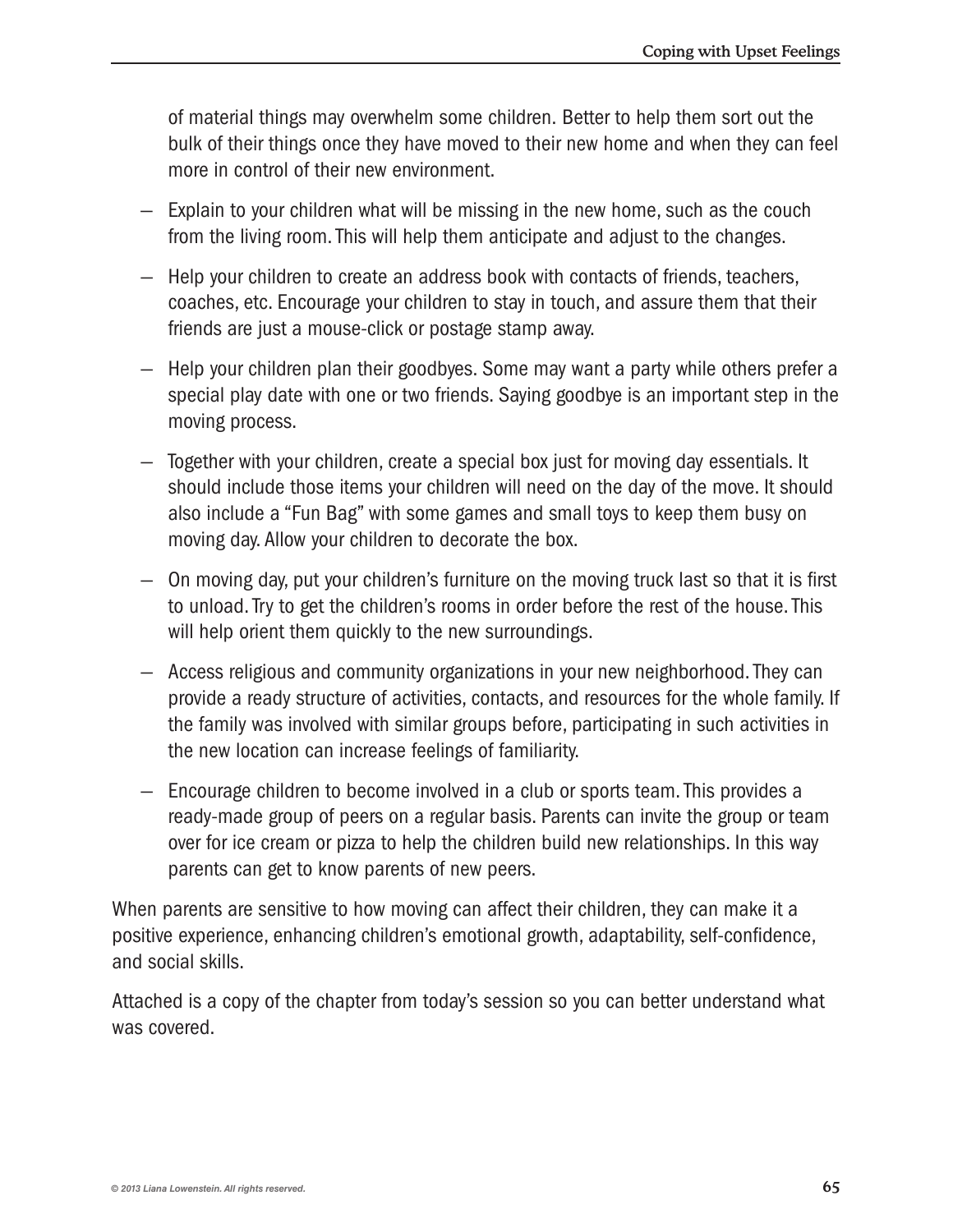of material things may overwhelm some children. Better to help them sort out the bulk of their things once they have moved to their new home and when they can feel more in control of their new environment.

- Explain to your children what will be missing in the new home, such as the couch from the living room. This will help them anticipate and adjust to the changes.
- Help your children to create an address book with contacts of friends, teachers, coaches, etc. Encourage your children to stay in touch, and assure them that their friends are just a mouse-click or postage stamp away.
- Help your children plan their goodbyes. Some may want a party while others prefer a special play date with one or two friends. Saying goodbye is an important step in the moving process.
- Together with your children, create a special box just for moving day essentials. It should include those items your children will need on the day of the move. It should also include a "Fun Bag" with some games and small toys to keep them busy on moving day. Allow your children to decorate the box.
- On moving day, put your children's furniture on the moving truck last so that it is first to unload. Try to get the children's rooms in order before the rest of the house. This will help orient them quickly to the new surroundings.
- Access religious and community organizations in your new neighborhood. They can provide a ready structure of activities, contacts, and resources for the whole family. If the family was involved with similar groups before, participating in such activities in the new location can increase feelings of familiarity.
- Encourage children to become involved in a club or sports team. This provides a ready-made group of peers on a regular basis. Parents can invite the group or team over for ice cream or pizza to help the children build new relationships. In this way parents can get to know parents of new peers.

When parents are sensitive to how moving can affect their children, they can make it a positive experience, enhancing children's emotional growth, adaptability, self-confidence, and social skills.

Attached is a copy of the chapter from today's session so you can better understand what was covered.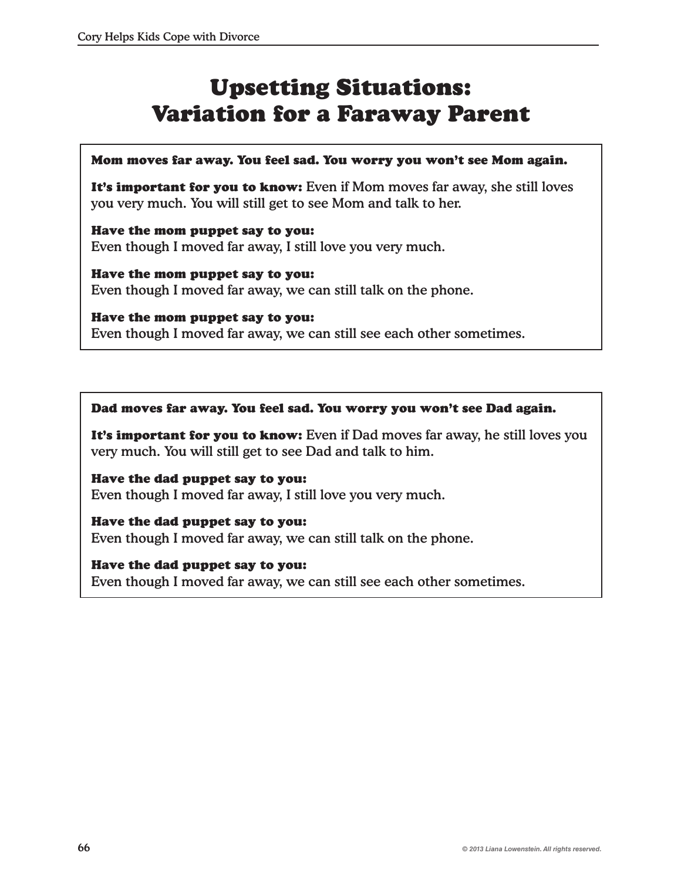# Upsetting Situations: Variation for a Faraway Parent

**Mom moves far away. You feel sad. You worry you won't see Mom again.**

**It's important for you to know:** Even if Mom moves far away, she still loves you very much. You will still get to see Mom and talk to her.

**Have the mom puppet say to you:**
Even though I moved far away, I still love you very much.

**Have the mom puppet say to you:**
Even though I moved far away, we can still talk on the phone.

**Have the mom puppet say to you:**
Even though I moved far away, we can still see each other sometimes.

---

**Dad moves far away. You feel sad. You worry you won't see Dad again.**

**It's important for you to know:** Even if Dad moves far away, he still loves you very much. You will still get to see Dad and talk to him.

**Have the dad puppet say to you:**
Even though I moved far away, I still love you very much.

**Have the dad puppet say to you:**
Even though I moved far away, we can still talk on the phone.

**Have the dad puppet say to you:**
Even though I moved far away, we can still see each other sometimes.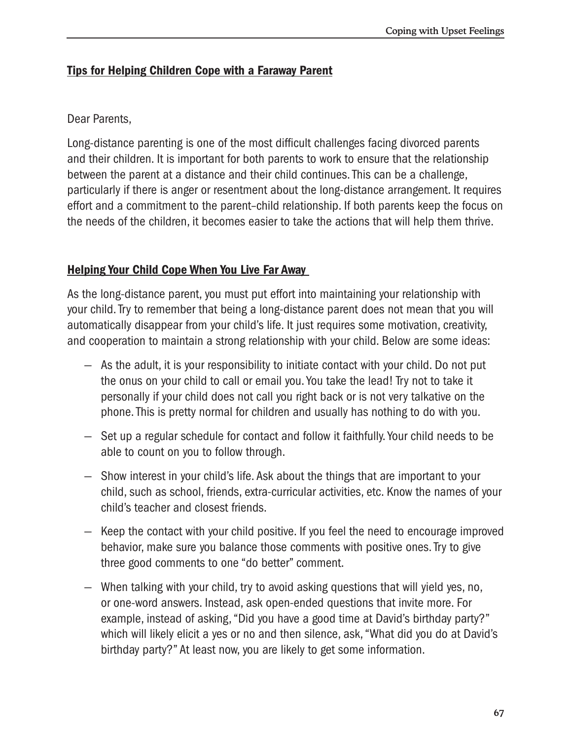## Tips for Helping Children Cope with a Faraway Parent

Dear Parents,

Long-distance parenting is one of the most difficult challenges facing divorced parents and their children. It is important for both parents to work to ensure that the relationship between the parent at a distance and their child continues. This can be a challenge, particularly if there is anger or resentment about the long-distance arrangement. It requires effort and a commitment to the parent–child relationship. If both parents keep the focus on the needs of the children, it becomes easier to take the actions that will help them thrive.

### Helping Your Child Cope When You Live Far Away

As the long-distance parent, you must put effort into maintaining your relationship with your child. Try to remember that being a long-distance parent does not mean that you will automatically disappear from your child's life. It just requires some motivation, creativity, and cooperation to maintain a strong relationship with your child. Below are some ideas:

- As the adult, it is your responsibility to initiate contact with your child. Do not put the onus on your child to call or email you. You take the lead! Try not to take it personally if your child does not call you right back or is not very talkative on the phone. This is pretty normal for children and usually has nothing to do with you.
- Set up a regular schedule for contact and follow it faithfully. Your child needs to be able to count on you to follow through.
- Show interest in your child's life. Ask about the things that are important to your child, such as school, friends, extra-curricular activities, etc. Know the names of your child's teacher and closest friends.
- Keep the contact with your child positive. If you feel the need to encourage improved behavior, make sure you balance those comments with positive ones. Try to give three good comments to one "do better" comment.
- When talking with your child, try to avoid asking questions that will yield yes, no, or one-word answers. Instead, ask open-ended questions that invite more. For example, instead of asking, "Did you have a good time at David's birthday party?" which will likely elicit a yes or no and then silence, ask, "What did you do at David's birthday party?" At least now, you are likely to get some information.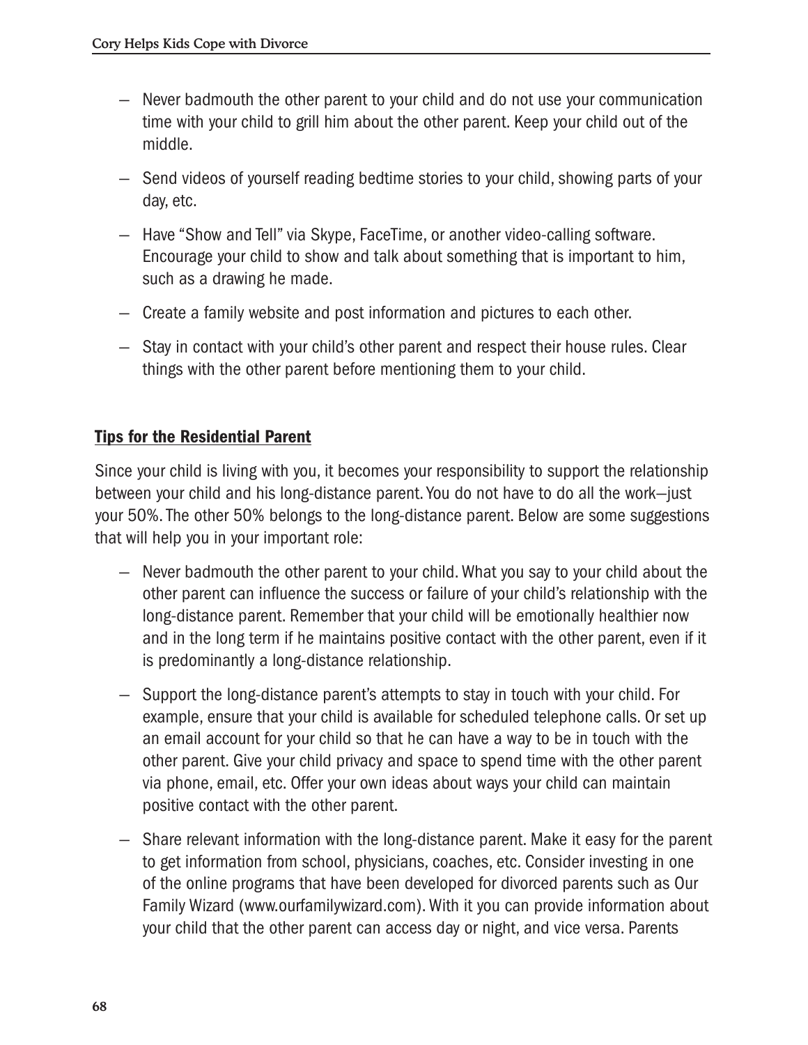- Never badmouth the other parent to your child and do not use your communication time with your child to grill him about the other parent. Keep your child out of the middle.
- Send videos of yourself reading bedtime stories to your child, showing parts of your day, etc.
- Have "Show and Tell" via Skype, FaceTime, or another video-calling software. Encourage your child to show and talk about something that is important to him, such as a drawing he made.
- Create a family website and post information and pictures to each other.
- Stay in contact with your child's other parent and respect their house rules. Clear things with the other parent before mentioning them to your child.

**Tips for the Residential Parent**

Since your child is living with you, it becomes your responsibility to support the relationship between your child and his long-distance parent. You do not have to do all the work—just your 50%. The other 50% belongs to the long-distance parent. Below are some suggestions that will help you in your important role:

- Never badmouth the other parent to your child. What you say to your child about the other parent can influence the success or failure of your child's relationship with the long-distance parent. Remember that your child will be emotionally healthier now and in the long term if he maintains positive contact with the other parent, even if it is predominantly a long-distance relationship.
- Support the long-distance parent's attempts to stay in touch with your child. For example, ensure that your child is available for scheduled telephone calls. Or set up an email account for your child so that he can have a way to be in touch with the other parent. Give your child privacy and space to spend time with the other parent via phone, email, etc. Offer your own ideas about ways your child can maintain positive contact with the other parent.
- Share relevant information with the long-distance parent. Make it easy for the parent to get information from school, physicians, coaches, etc. Consider investing in one of the online programs that have been developed for divorced parents such as Our Family Wizard (www.ourfamilywizard.com). With it you can provide information about your child that the other parent can access day or night, and vice versa. Parents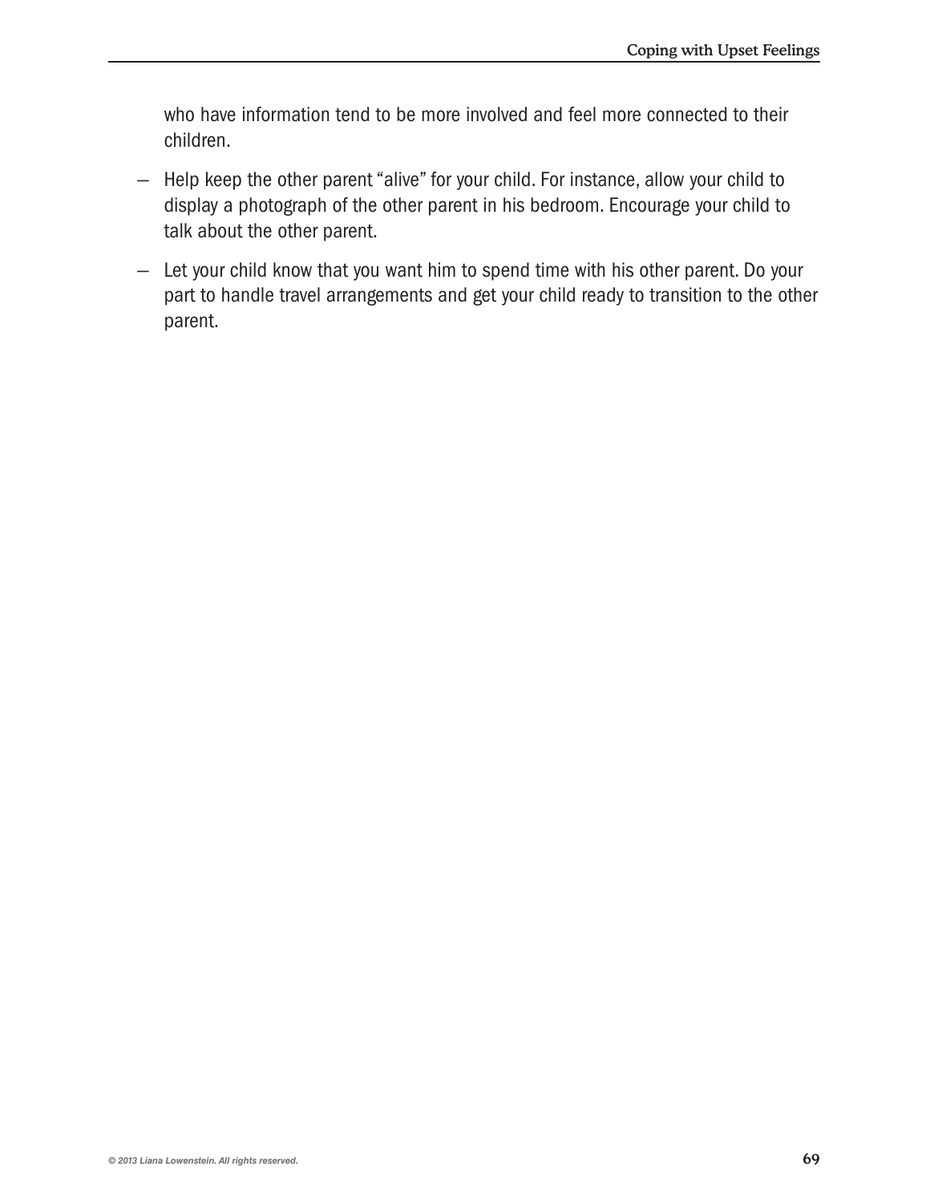who have information tend to be more involved and feel more connected to their children.

- Help keep the other parent "alive" for your child. For instance, allow your child to display a photograph of the other parent in his bedroom. Encourage your child to talk about the other parent.
- Let your child know that you want him to spend time with his other parent. Do your part to handle travel arrangements and get your child ready to transition to the other parent.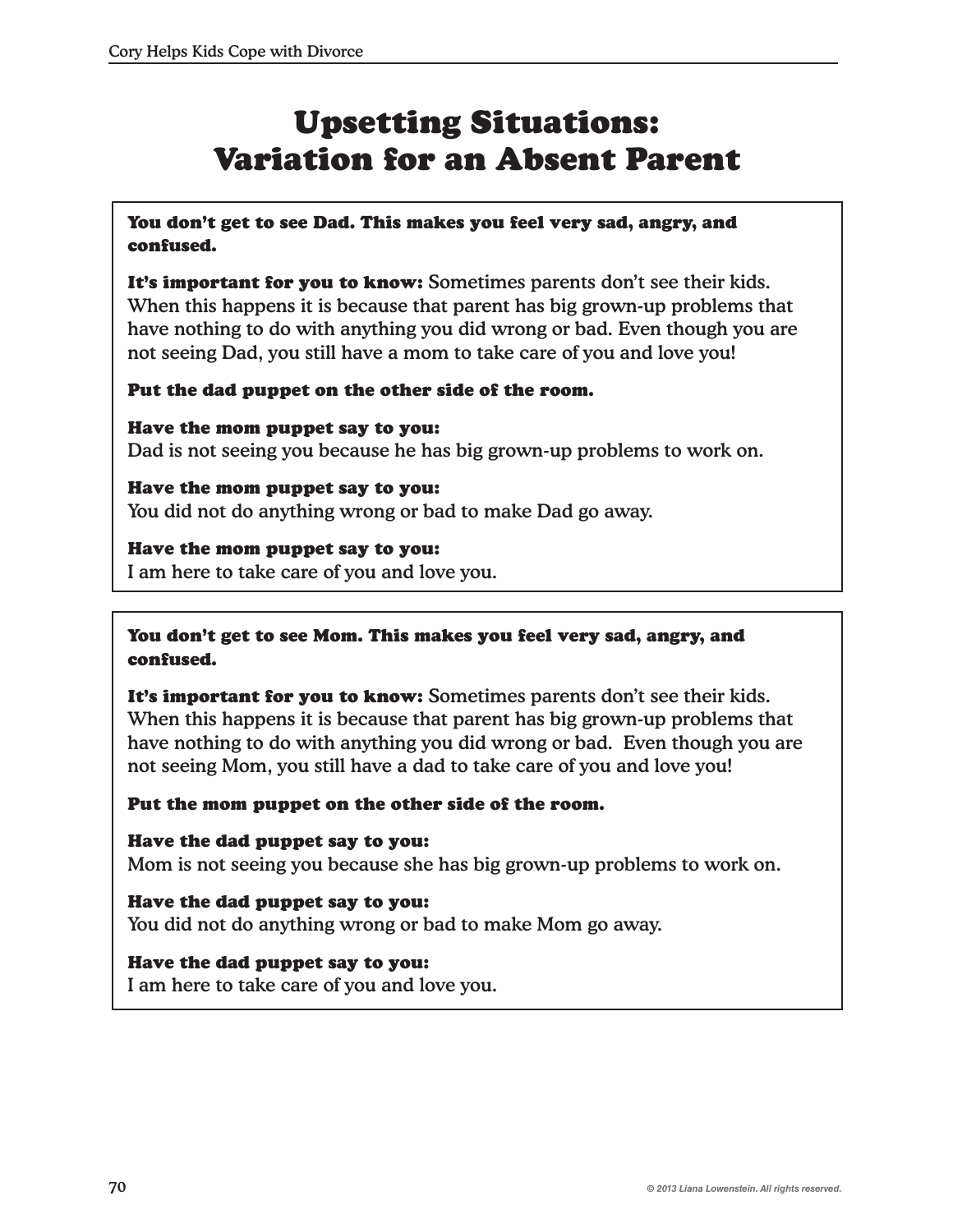# Upsetting Situations: Variation for an Absent Parent

**You don't get to see Dad. This makes you feel very sad, angry, and confused.**

**It's important for you to know:** Sometimes parents don't see their kids. When this happens it is because that parent has big grown-up problems that have nothing to do with anything you did wrong or bad. Even though you are not seeing Dad, you still have a mom to take care of you and love you!

**Put the dad puppet on the other side of the room.**

**Have the mom puppet say to you:**
Dad is not seeing you because he has big grown-up problems to work on.

**Have the mom puppet say to you:**
You did not do anything wrong or bad to make Dad go away.

**Have the mom puppet say to you:**
I am here to take care of you and love you.

---

**You don't get to see Mom. This makes you feel very sad, angry, and confused.**

**It's important for you to know:** Sometimes parents don't see their kids. When this happens it is because that parent has big grown-up problems that have nothing to do with anything you did wrong or bad. Even though you are not seeing Mom, you still have a dad to take care of you and love you!

**Put the mom puppet on the other side of the room.**

**Have the dad puppet say to you:**
Mom is not seeing you because she has big grown-up problems to work on.

**Have the dad puppet say to you:**
You did not do anything wrong or bad to make Mom go away.

**Have the dad puppet say to you:**
I am here to take care of you and love you.

© 2013 Liana Lowenstein. All rights reserved.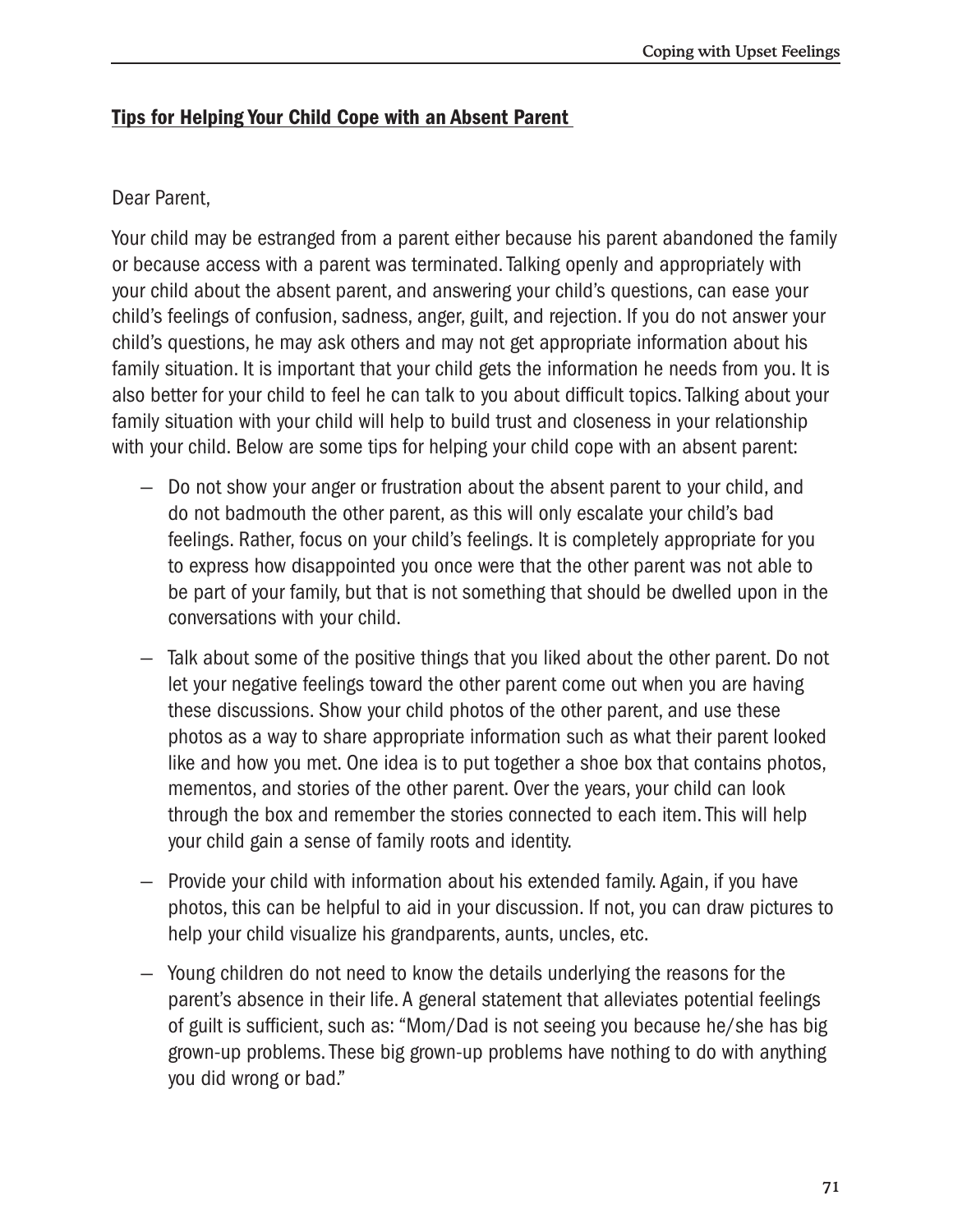## Tips for Helping Your Child Cope with an Absent Parent

Dear Parent,

Your child may be estranged from a parent either because his parent abandoned the family or because access with a parent was terminated. Talking openly and appropriately with your child about the absent parent, and answering your child's questions, can ease your child's feelings of confusion, sadness, anger, guilt, and rejection. If you do not answer your child's questions, he may ask others and may not get appropriate information about his family situation. It is important that your child gets the information he needs from you. It is also better for your child to feel he can talk to you about difficult topics. Talking about your family situation with your child will help to build trust and closeness in your relationship with your child. Below are some tips for helping your child cope with an absent parent:

- Do not show your anger or frustration about the absent parent to your child, and do not badmouth the other parent, as this will only escalate your child's bad feelings. Rather, focus on your child's feelings. It is completely appropriate for you to express how disappointed you once were that the other parent was not able to be part of your family, but that is not something that should be dwelled upon in the conversations with your child.
- Talk about some of the positive things that you liked about the other parent. Do not let your negative feelings toward the other parent come out when you are having these discussions. Show your child photos of the other parent, and use these photos as a way to share appropriate information such as what their parent looked like and how you met. One idea is to put together a shoe box that contains photos, mementos, and stories of the other parent. Over the years, your child can look through the box and remember the stories connected to each item. This will help your child gain a sense of family roots and identity.
- Provide your child with information about his extended family. Again, if you have photos, this can be helpful to aid in your discussion. If not, you can draw pictures to help your child visualize his grandparents, aunts, uncles, etc.
- Young children do not need to know the details underlying the reasons for the parent's absence in their life. A general statement that alleviates potential feelings of guilt is sufficient, such as: "Mom/Dad is not seeing you because he/she has big grown-up problems. These big grown-up problems have nothing to do with anything you did wrong or bad."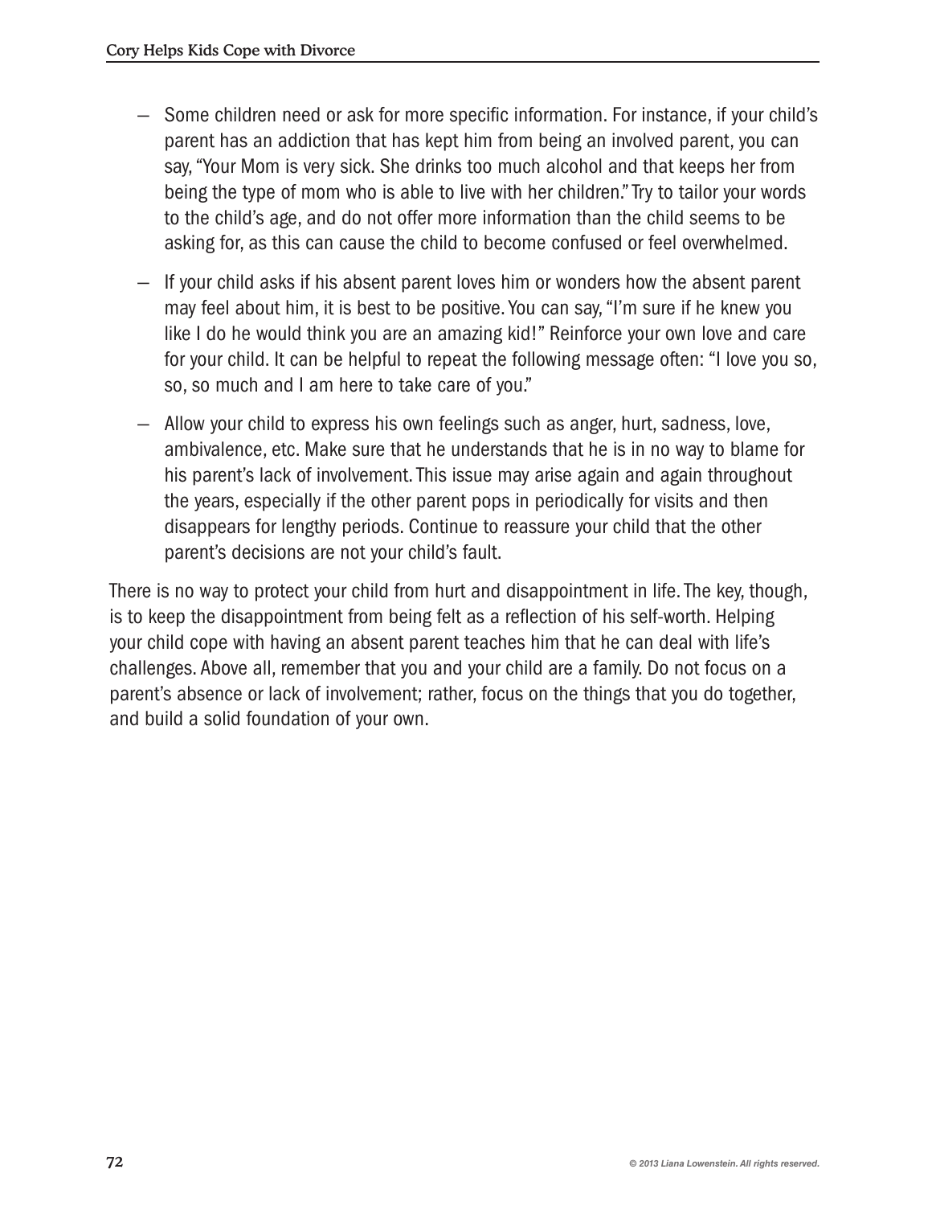- Some children need or ask for more specific information. For instance, if your child's parent has an addiction that has kept him from being an involved parent, you can say, "Your Mom is very sick. She drinks too much alcohol and that keeps her from being the type of mom who is able to live with her children." Try to tailor your words to the child's age, and do not offer more information than the child seems to be asking for, as this can cause the child to become confused or feel overwhelmed.
- If your child asks if his absent parent loves him or wonders how the absent parent may feel about him, it is best to be positive. You can say, "I'm sure if he knew you like I do he would think you are an amazing kid!" Reinforce your own love and care for your child. It can be helpful to repeat the following message often: "I love you so, so, so much and I am here to take care of you."
- Allow your child to express his own feelings such as anger, hurt, sadness, love, ambivalence, etc. Make sure that he understands that he is in no way to blame for his parent's lack of involvement. This issue may arise again and again throughout the years, especially if the other parent pops in periodically for visits and then disappears for lengthy periods. Continue to reassure your child that the other parent's decisions are not your child's fault.

There is no way to protect your child from hurt and disappointment in life. The key, though, is to keep the disappointment from being felt as a reflection of his self-worth. Helping your child cope with having an absent parent teaches him that he can deal with life's challenges. Above all, remember that you and your child are a family. Do not focus on a parent's absence or lack of involvement; rather, focus on the things that you do together, and build a solid foundation of your own.

*© 2013 Liana Lowenstein. All rights reserved.*